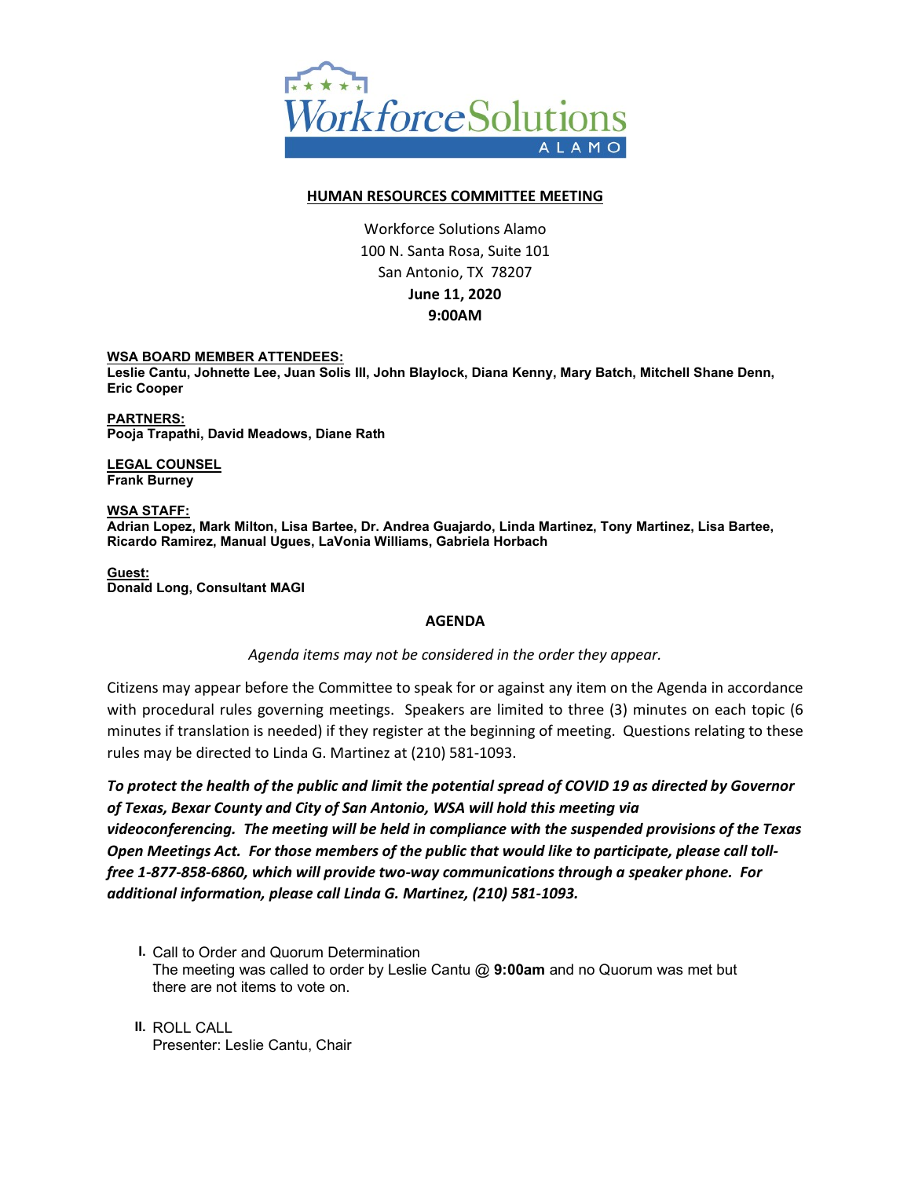# HUMAN RESOURCES COMMITTEE MEETING

Workforce Solutions Alamo
100 N. Santa Rosa, Suite 101
San Antonio, TX 78207
**June 11, 2020**
**9:00AM**

**WSA BOARD MEMBER ATTENDEES:**
**Leslie Cantu, Johnette Lee, Juan Solis III, John Blaylock, Diana Kenny, Mary Batch, Mitchell Shane Denn, Eric Cooper**

**PARTNERS:**
**Pooja Trapathi, David Meadows, Diane Rath**

**LEGAL COUNSEL**
**Frank Burney**

**WSA STAFF:**
**Adrian Lopez, Mark Milton, Lisa Bartee, Dr. Andrea Guajardo, Linda Martinez, Tony Martinez, Lisa Bartee, Ricardo Ramirez, Manual Ugues, LaVonia Williams, Gabriela Horbach**

**Guest:**
**Donald Long, Consultant MAGI**

## AGENDA

*Agenda items may not be considered in the order they appear.*

Citizens may appear before the Committee to speak for or against any item on the Agenda in accordance with procedural rules governing meetings. Speakers are limited to three (3) minutes on each topic (6 minutes if translation is needed) if they register at the beginning of meeting. Questions relating to these rules may be directed to Linda G. Martinez at (210) 581-1093.

***To protect the health of the public and limit the potential spread of COVID 19 as directed by Governor of Texas, Bexar County and City of San Antonio, WSA will hold this meeting via videoconferencing. The meeting will be held in compliance with the suspended provisions of the Texas Open Meetings Act. For those members of the public that would like to participate, please call toll-free 1-877-858-6860, which will provide two-way communications through a speaker phone. For additional information, please call Linda G. Martinez, (210) 581-1093.***

I. Call to Order and Quorum Determination
The meeting was called to order by Leslie Cantu @ **9:00am** and no Quorum was met but there are not items to vote on.

II. ROLL CALL
Presenter: Leslie Cantu, Chair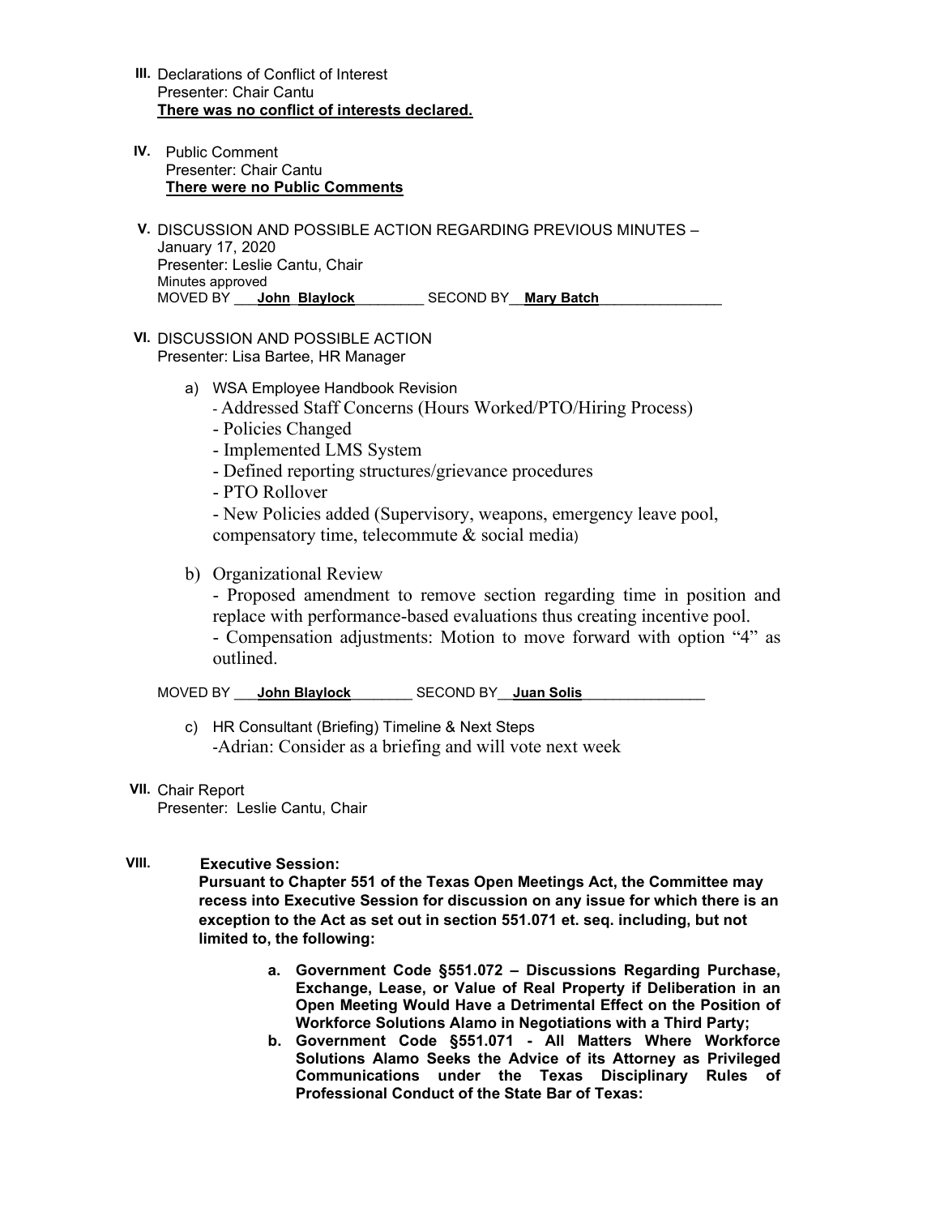**III.** Declarations of Conflict of Interest
Presenter: Chair Cantu
**There was no conflict of interests declared.**

**IV.** Public Comment
Presenter: Chair Cantu
**There were no Public Comments**

**V.** DISCUSSION AND POSSIBLE ACTION REGARDING PREVIOUS MINUTES – January 17, 2020
Presenter: Leslie Cantu, Chair
Minutes approved
MOVED BY ___**John Blaylock**_________ SECOND BY__**Mary Batch**________________

**VI.** DISCUSSION AND POSSIBLE ACTION
Presenter: Lisa Bartee, HR Manager

a) WSA Employee Handbook Revision
   - Addressed Staff Concerns (Hours Worked/PTO/Hiring Process)
   - Policies Changed
   - Implemented LMS System
   - Defined reporting structures/grievance procedures
   - PTO Rollover
   - New Policies added (Supervisory, weapons, emergency leave pool, compensatory time, telecommute & social media)

b) Organizational Review
   - Proposed amendment to remove section regarding time in position and replace with performance-based evaluations thus creating incentive pool.
   - Compensation adjustments: Motion to move forward with option "4" as outlined.

MOVED BY ___**John Blaylock**________ SECOND BY__**Juan Solis**________________

c) HR Consultant (Briefing) Timeline & Next Steps
   -Adrian: Consider as a briefing and will vote next week

**VII.** Chair Report
Presenter: Leslie Cantu, Chair

**VIII.** **Executive Session:**
**Pursuant to Chapter 551 of the Texas Open Meetings Act, the Committee may recess into Executive Session for discussion on any issue for which there is an exception to the Act as set out in section 551.071 et. seq. including, but not limited to, the following:**

a. **Government Code §551.072 – Discussions Regarding Purchase, Exchange, Lease, or Value of Real Property if Deliberation in an Open Meeting Would Have a Detrimental Effect on the Position of Workforce Solutions Alamo in Negotiations with a Third Party;**
b. **Government Code §551.071 - All Matters Where Workforce Solutions Alamo Seeks the Advice of its Attorney as Privileged Communications under the Texas Disciplinary Rules of Professional Conduct of the State Bar of Texas:**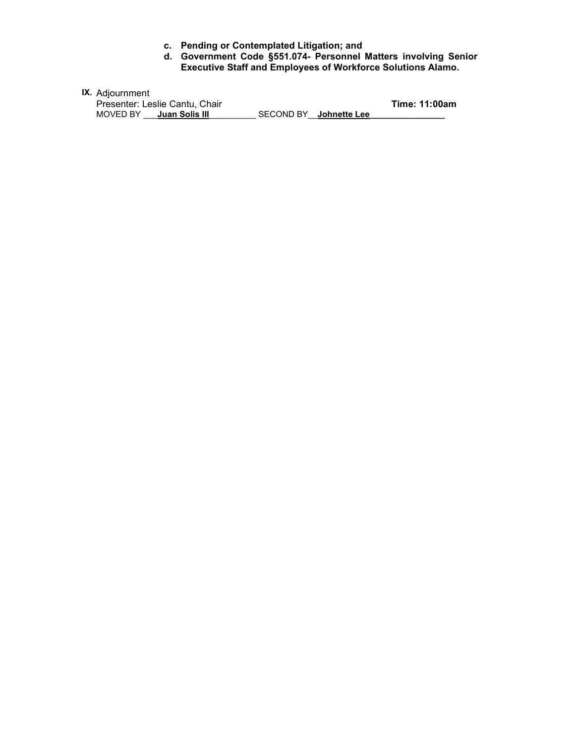c. **Pending or Contemplated Litigation; and**
d. **Government Code §551.074- Personnel Matters involving Senior Executive Staff and Employees of Workforce Solutions Alamo.**

**IX.** Adjournment
Presenter: Leslie Cantu, Chair **Time: 11:00am**
MOVED BY ___**Juan Solis III**__________ SECOND BY__**Johnette Lee**_______________